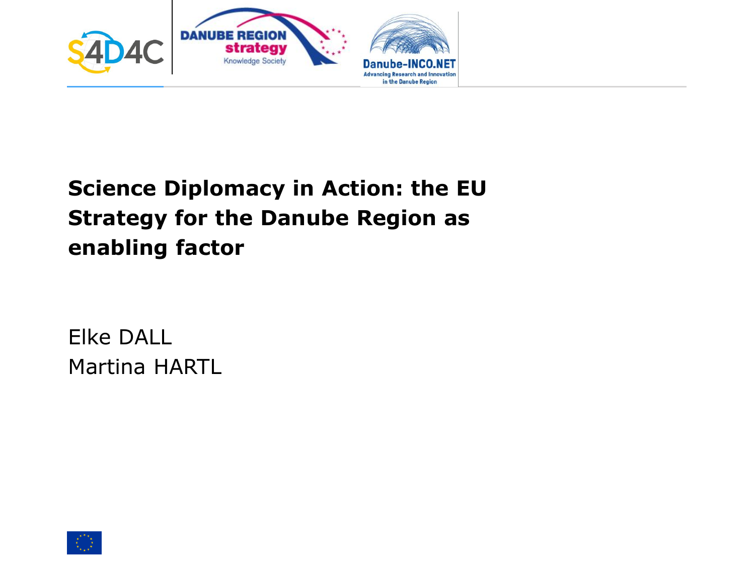# Science Diplomacy in Action: the EU Strategy for the Danube Region as enabling factor

Elke DALL
Martina HARTL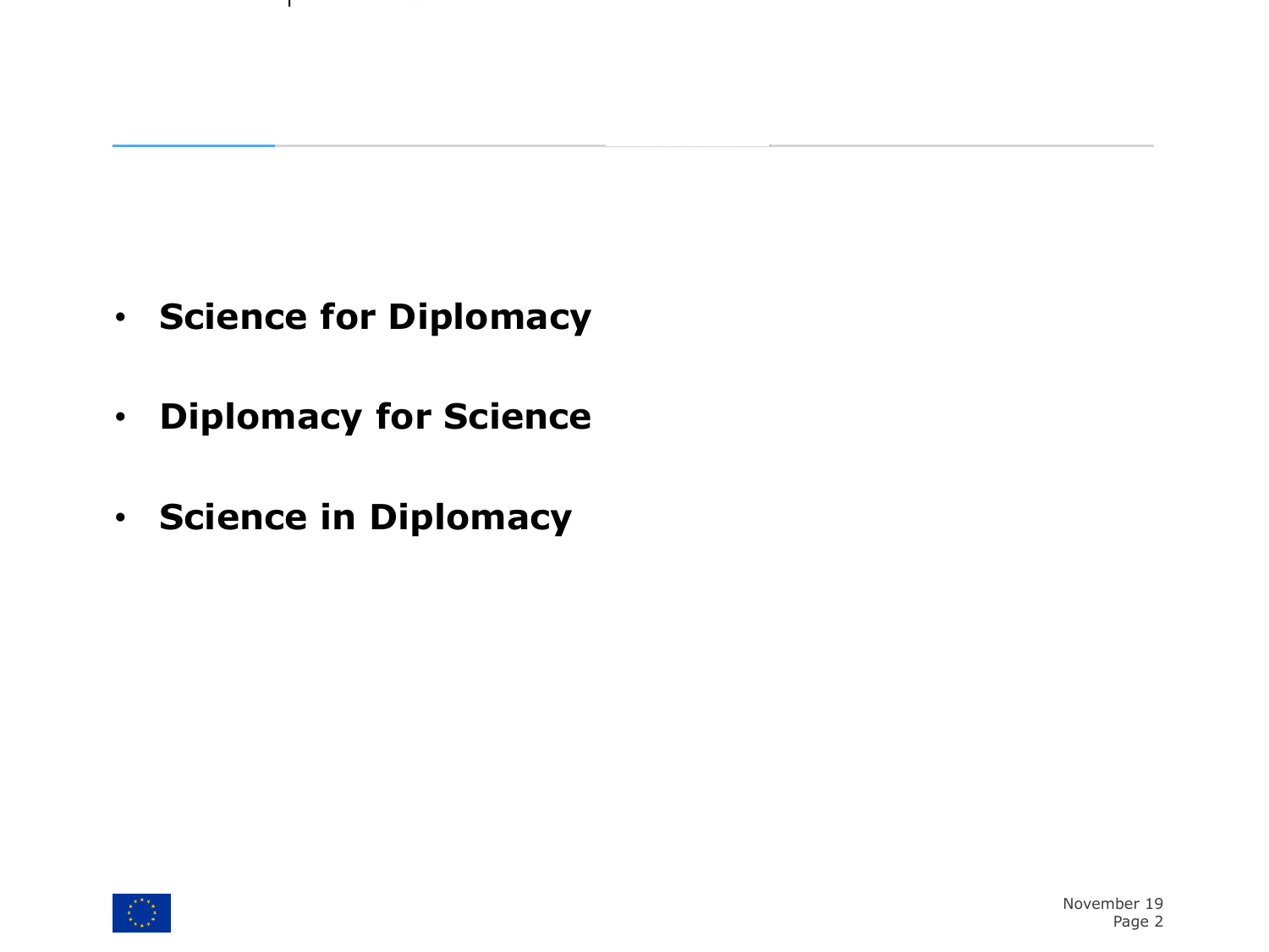- **Science for Diplomacy**
- **Diplomacy for Science**
- **Science in Diplomacy**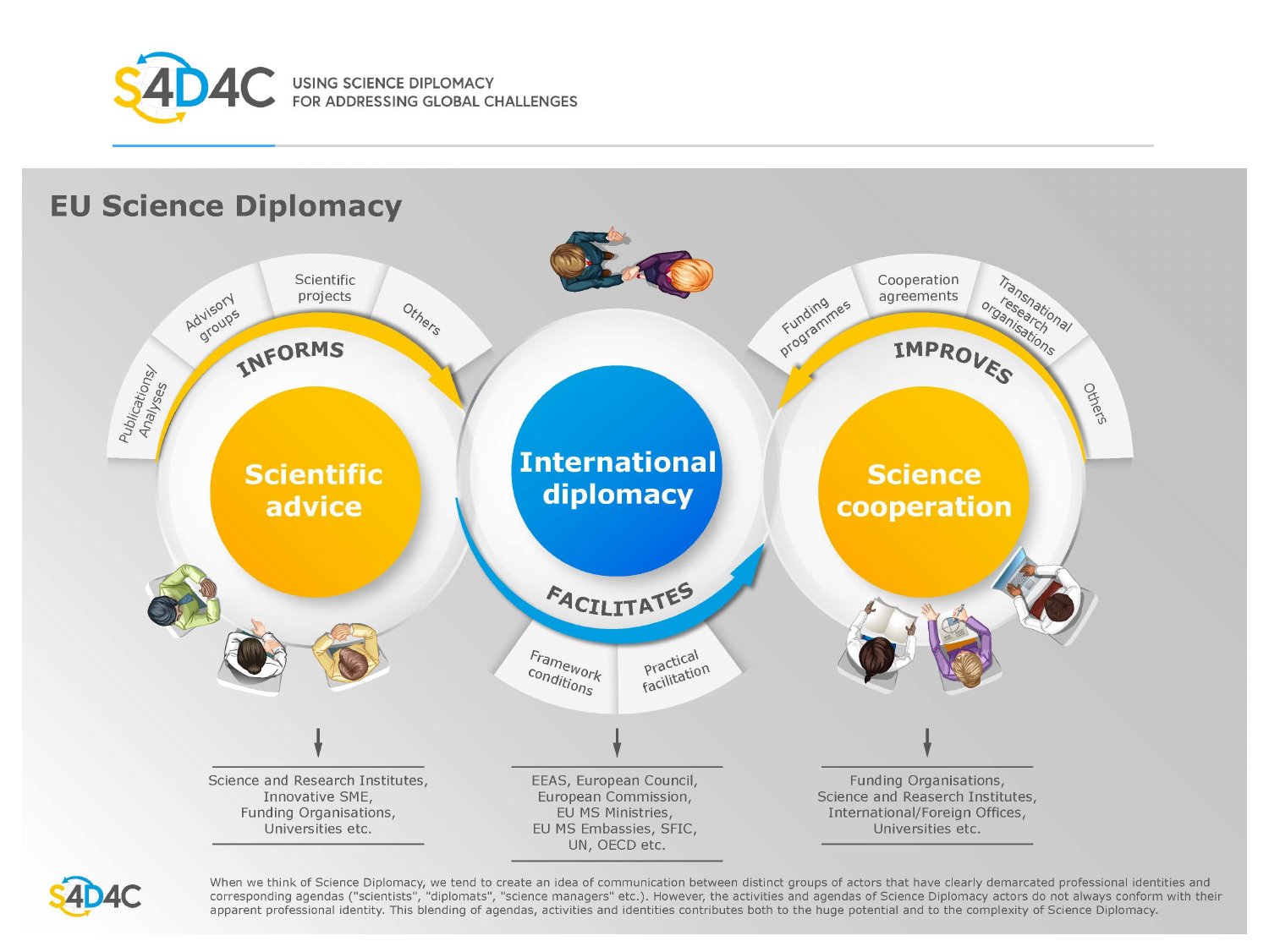# EU Science Diplomacy

Advisory groups
Scientific projects
Others
Publications/ Analyses
INFORMS
Scientific advice

International diplomacy
FACILITATES
Framework conditions
Practical facilitation

Funding programmes
Cooperation agreements
Transnational research organisations
Others
IMPROVES
Science cooperation

Science and Research Institutes,
Innovative SME,
Funding Organisations,
Universities etc.

EEAS, European Council,
European Commission,
EU MS Ministries,
EU MS Embassies, SFIC,
UN, OECD etc.

Funding Organisations,
Science and Reaserch Institutes,
International/Foreign Offices,
Universities etc.

When we think of Science Diplomacy, we tend to create an idea of communication between distinct groups of actors that have clearly demarcated professional identities and corresponding agendas ("scientists", "diplomats", "science managers" etc.). However, the activities and agendas of Science Diplomacy actors do not always conform with their apparent professional identity. This blending of agendas, activities and identities contributes both to the huge potential and to the complexity of Science Diplomacy.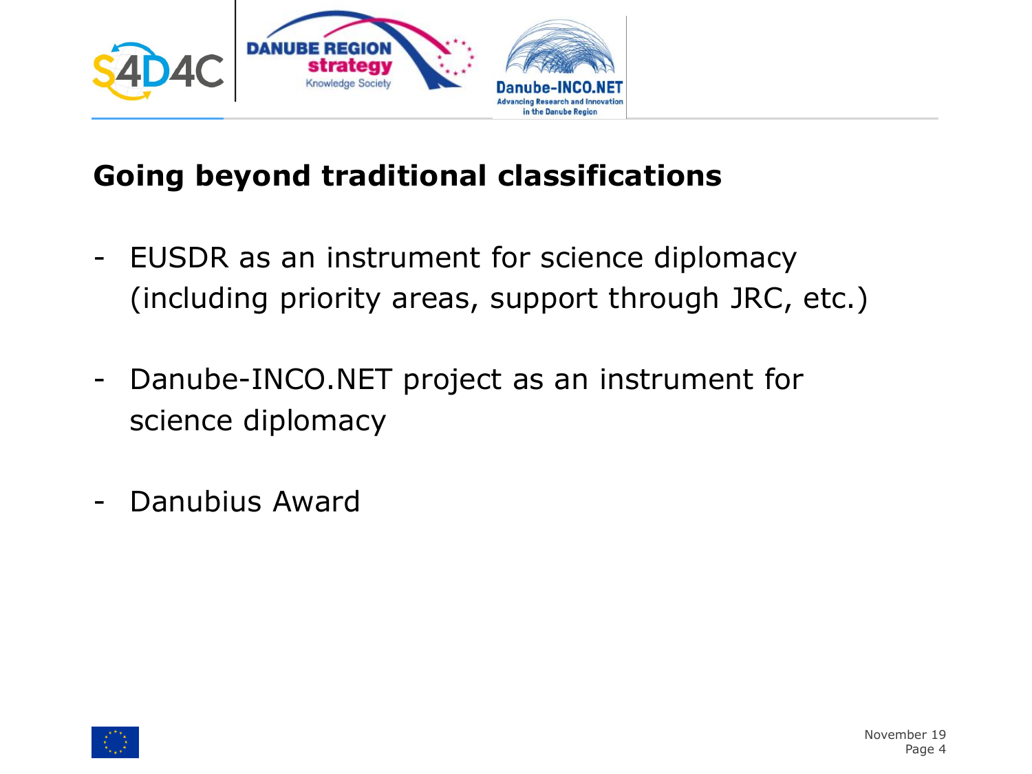# Going beyond traditional classifications

- EUSDR as an instrument for science diplomacy (including priority areas, support through JRC, etc.)

- Danube-INCO.NET project as an instrument for science diplomacy

- Danubius Award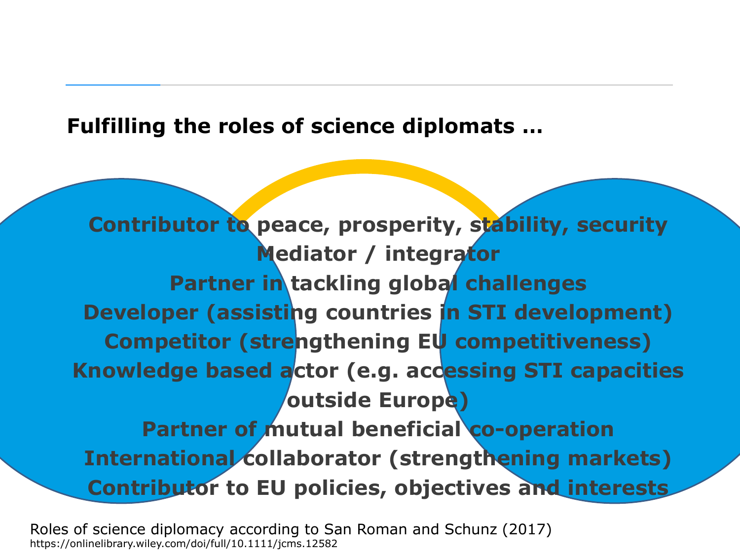**Fulfilling the roles of science diplomats …**

Contributor to peace, prosperity, stability, security
Mediator / integrator
Partner in tackling global challenges
Developer (assisting countries in STI development)
Competitor (strengthening EU competitiveness)
Knowledge based actor (e.g. accessing STI capacities outside Europe)
Partner of mutual beneficial co-operation
International collaborator (strengthening markets)
Contributor to EU policies, objectives and interests

Roles of science diplomacy according to San Roman and Schunz (2017)
https://onlinelibrary.wiley.com/doi/full/10.1111/jcms.12582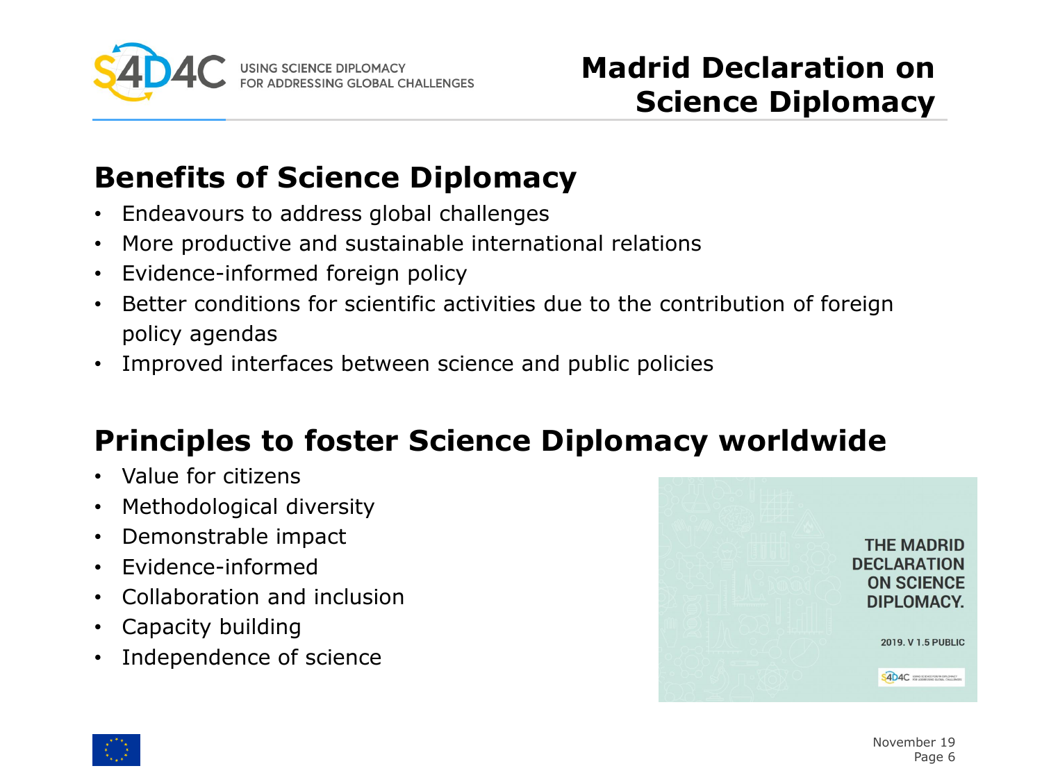# Madrid Declaration on Science Diplomacy

## Benefits of Science Diplomacy

- Endeavours to address global challenges
- More productive and sustainable international relations
- Evidence-informed foreign policy
- Better conditions for scientific activities due to the contribution of foreign policy agendas
- Improved interfaces between science and public policies

## Principles to foster Science Diplomacy worldwide

- Value for citizens
- Methodological diversity
- Demonstrable impact
- Evidence-informed
- Collaboration and inclusion
- Capacity building
- Independence of science

THE MADRID DECLARATION ON SCIENCE DIPLOMACY.

2019. V 1.5 PUBLIC